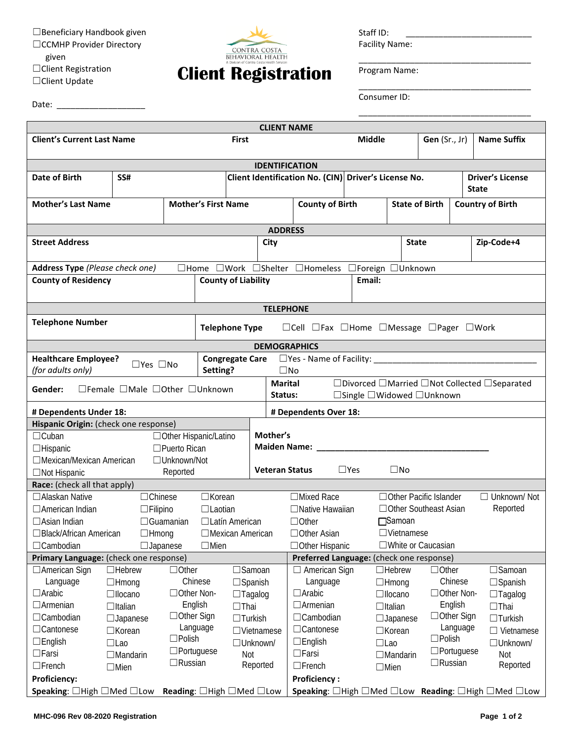☐Beneficiary Handbook given
☐CCMHP Provider Directory given
☐Client Registration
☐Client Update

Date: ___________________

CONTRA COSTA BEHAVIORAL HEALTH
A Division of Contra Costa Health Services

# Client Registration

Staff ID: ___________________________
Facility Name: ___________________________
Program Name: ___________________________
Consumer ID: ___________________________

## CLIENT NAME

| Client's Current Last Name | First | Middle | Gen (Sr., Jr) | Name Suffix |
|---|---|---|---|---|
| | | | | |

## IDENTIFICATION

| Date of Birth | SS# | Client Identification No. (CIN) | Driver's License No. | Driver's License State |
|---|---|---|---|---|
| | | | | |

| Mother's Last Name | Mother's First Name | County of Birth | State of Birth | Country of Birth |
|---|---|---|---|---|
| | | | | |

## ADDRESS

| Street Address | City | State | Zip-Code+4 |
|---|---|---|---|
| | | | |

**Address Type** *(Please check one)* ☐Home ☐Work ☐Shelter ☐Homeless ☐Foreign ☐Unknown

| County of Residency | County of Liability | Email: |
|---|---|---|
| | | |

## TELEPHONE

**Telephone Number** 

**Telephone Type** ☐Cell ☐Fax ☐Home ☐Message ☐Pager ☐Work

## DEMOGRAPHICS

**Healthcare Employee?** *(for adults only)* ☐Yes ☐No

**Congregate Care Setting?** ☐Yes - Name of Facility: ___________________________ ☐No

**Gender:** ☐Female ☐Male ☐Other ☐Unknown

**Marital Status:** ☐Divorced ☐Married ☐Not Collected ☐Separated ☐Single ☐Widowed ☐Unknown

**# Dependents Under 18:**

**# Dependents Over 18:**

**Hispanic Origin:** (check one response)

☐Cuban
☐Hispanic
☐Mexican/Mexican American
☐Not Hispanic
☐Other Hispanic/Latino
☐Puerto Rican
☐Unknown/Not Reported

**Mother's Maiden Name:** ___________________________

**Veteran Status** ☐Yes ☐No

**Race:** (check all that apply)

☐Alaskan Native
☐American Indian
☐Asian Indian
☐Black/African American
☐Cambodian
☐Chinese
☐Filipino
☐Guamanian
☐Hmong
☐Japanese
☐Korean
☐Laotian
☐Latín American
☐Mexican American
☐Mien
☐Mixed Race
☐Native Hawaiian
☐Other
☐Other Asian
☐Other Hispanic
☐Other Pacific Islander
☐Other Southeast Asian
☐Samoan
☐Vietnamese
☐White or Caucasian
☐Unknown/ Not Reported

**Primary Language:** (check one response)

☐American Sign Language
☐Arabic
☐Armenian
☐Cambodian
☐Cantonese
☐English
☐Farsi
☐French
☐Hebrew
☐Hmong
☐Ilocano
☐Italian
☐Japanese
☐Korean
☐Lao
☐Mandarin
☐Mien
☐Other Chinese
☐Other Non-English
☐Other Sign Language
☐Polish
☐Portuguese
☐Russian
☐Samoan
☐Spanish
☐Tagalog
☐Thai
☐Turkish
☐Vietnamese
☐Unknown/ Not Reported

**Proficiency:**
**Speaking**: ☐High ☐Med ☐Low **Reading**: ☐High ☐Med ☐Low

**Preferred Language:** (check one response)

☐American Sign Language
☐Arabic
☐Armenian
☐Cambodian
☐Cantonese
☐English
☐Farsi
☐French
☐Hebrew
☐Hmong
☐Ilocano
☐Italian
☐Japanese
☐Korean
☐Lao
☐Mandarin
☐Mien
☐Other Chinese
☐Other Non-English
☐Other Sign Language
☐Polish
☐Portuguese
☐Russian
☐Samoan
☐Spanish
☐Tagalog
☐Thai
☐Turkish
☐Vietnamese
☐Unknown/ Not Reported

**Proficiency :**
**Speaking**: ☐High ☐Med ☐Low **Reading**: ☐High ☐Med ☐Low

MHC-096 Rev 08-2020 Registration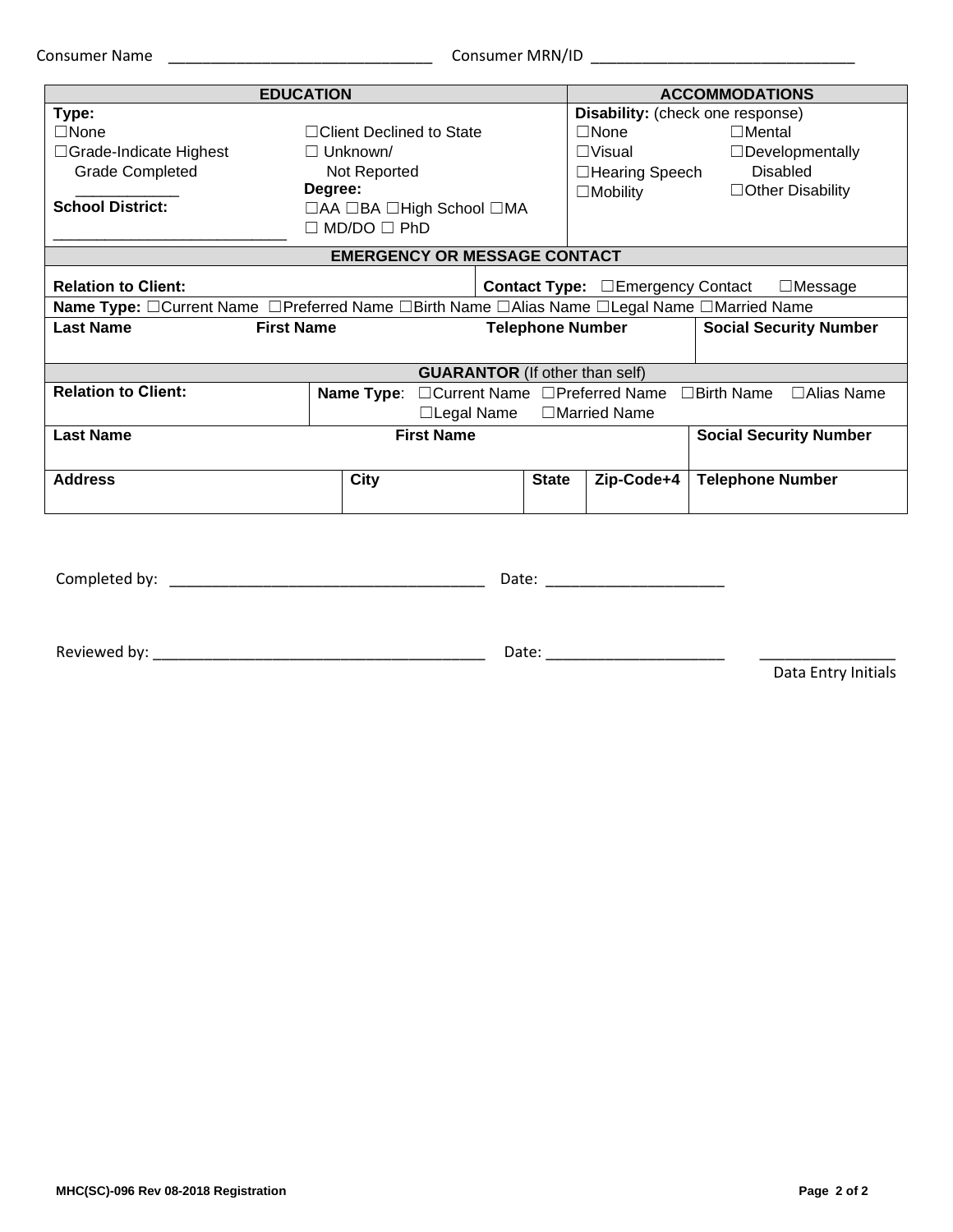Consumer Name _______________________________ Consumer MRN/ID _______________________________

| EDUCATION | | ACCOMMODATIONS | |
|---|---|---|---|
| **Type:**<br>☐None<br>☐Grade-Indicate Highest Grade Completed ____________<br>**School District:** ___________________________ | ☐Client Declined to State<br>☐ Unknown/ Not Reported<br>**Degree:**<br>☐AA ☐BA ☐High School ☐MA<br>☐ MD/DO ☐ PhD | **Disability:** (check one response)<br>☐None<br>☐Visual<br>☐Hearing Speech<br>☐Mobility | ☐Mental<br>☐Developmentally Disabled<br>☐Other Disability |

| EMERGENCY OR MESSAGE CONTACT | | | |
|---|---|---|---|
| **Relation to Client:** | | **Contact Type:** ☐Emergency Contact ☐Message | |
| **Name Type:** ☐Current Name ☐Preferred Name ☐Birth Name ☐Alias Name ☐Legal Name ☐Married Name | | | |
| **Last Name** | **First Name** | **Telephone Number** | **Social Security Number** |

| GUARANTOR (If other than self) | | | | | |
|---|---|---|---|---|---|
| **Relation to Client:** | **Name Type**: ☐Current Name ☐Preferred Name ☐Birth Name ☐Alias Name ☐Legal Name ☐Married Name | | | | |
| **Last Name** | **First Name** | | | | **Social Security Number** |
| **Address** | **City** | | **State** | **Zip-Code+4** | **Telephone Number** |

Completed by: _____________________________________ Date: _____________________

Reviewed by: ________________________________________ Date: ______________________ ________________

Data Entry Initials

MHC(SC)-096 Rev 08-2018 Registration